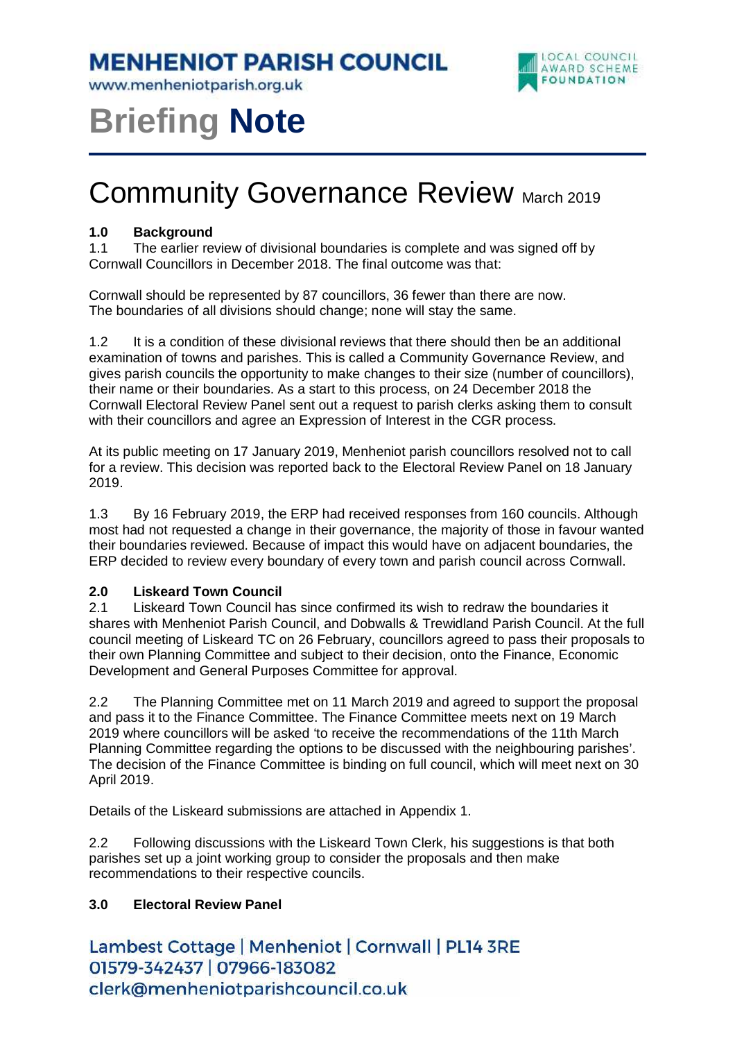# MENHENIOT PARISH COUNCIL

www.menheniotparish.org.uk

LOCAL COUNCIL AWARD SCHEME FOUNDATION

# Briefing **Note**

## Community Governance Review March 2019

### 1.0 Background

1.1 The earlier review of divisional boundaries is complete and was signed off by Cornwall Councillors in December 2018. The final outcome was that:

Cornwall should be represented by 87 councillors, 36 fewer than there are now. The boundaries of all divisions should change; none will stay the same.

1.2 It is a condition of these divisional reviews that there should then be an additional examination of towns and parishes. This is called a Community Governance Review, and gives parish councils the opportunity to make changes to their size (number of councillors), their name or their boundaries. As a start to this process, on 24 December 2018 the Cornwall Electoral Review Panel sent out a request to parish clerks asking them to consult with their councillors and agree an Expression of Interest in the CGR process.

At its public meeting on 17 January 2019, Menheniot parish councillors resolved not to call for a review. This decision was reported back to the Electoral Review Panel on 18 January 2019.

1.3 By 16 February 2019, the ERP had received responses from 160 councils. Although most had not requested a change in their governance, the majority of those in favour wanted their boundaries reviewed. Because of impact this would have on adjacent boundaries, the ERP decided to review every boundary of every town and parish council across Cornwall.

### 2.0 Liskeard Town Council

2.1 Liskeard Town Council has since confirmed its wish to redraw the boundaries it shares with Menheniot Parish Council, and Dobwalls & Trewidland Parish Council. At the full council meeting of Liskeard TC on 26 February, councillors agreed to pass their proposals to their own Planning Committee and subject to their decision, onto the Finance, Economic Development and General Purposes Committee for approval.

2.2 The Planning Committee met on 11 March 2019 and agreed to support the proposal and pass it to the Finance Committee. The Finance Committee meets next on 19 March 2019 where councillors will be asked 'to receive the recommendations of the 11th March Planning Committee regarding the options to be discussed with the neighbouring parishes'. The decision of the Finance Committee is binding on full council, which will meet next on 30 April 2019.

Details of the Liskeard submissions are attached in Appendix 1.

2.2 Following discussions with the Liskeard Town Clerk, his suggestions is that both parishes set up a joint working group to consider the proposals and then make recommendations to their respective councils.

### 3.0 Electoral Review Panel

Lambest Cottage | Menheniot | Cornwall | PL14 3RE
01579-342437 | 07966-183082
clerk@menheniotparishcouncil.co.uk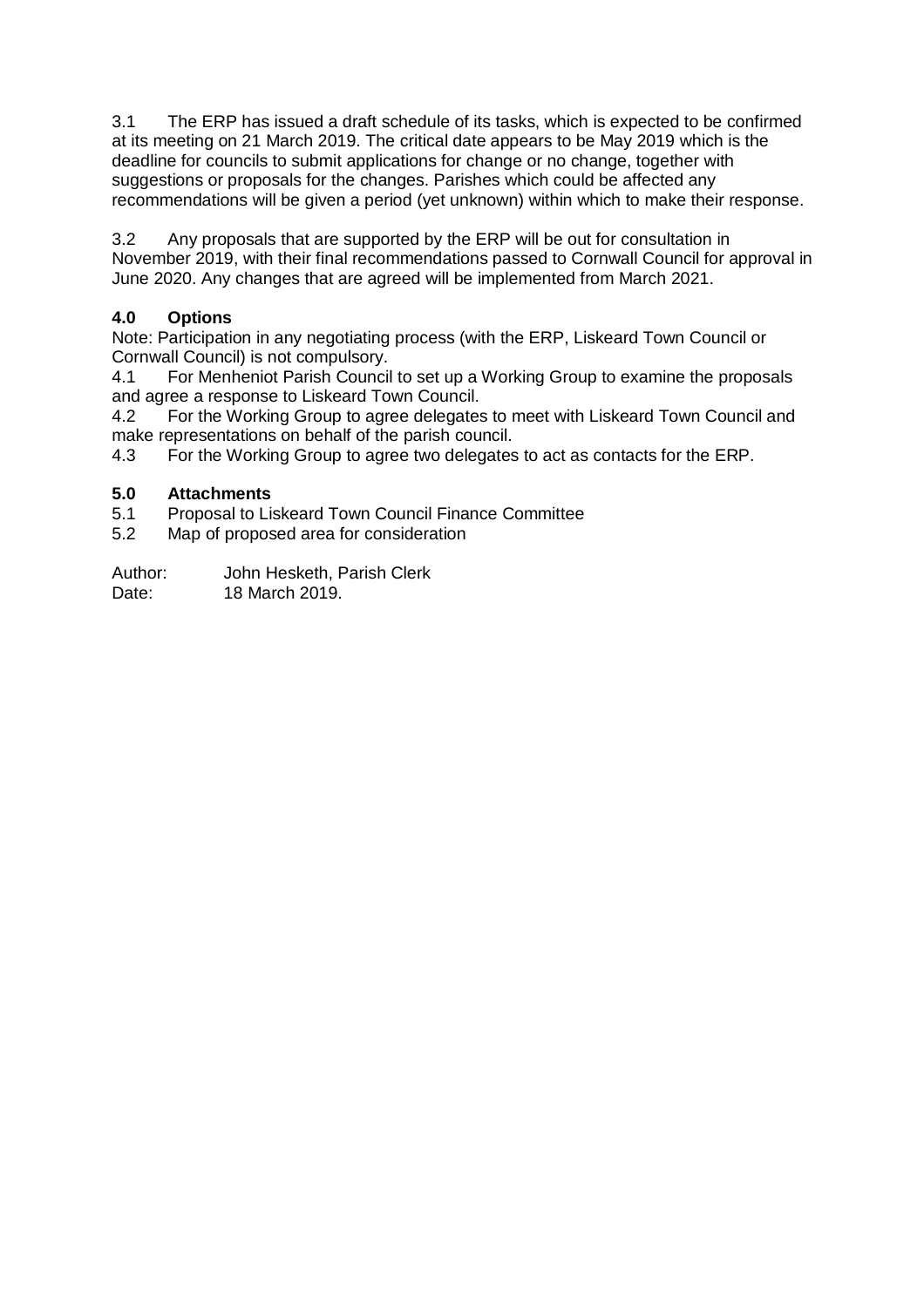3.1 The ERP has issued a draft schedule of its tasks, which is expected to be confirmed at its meeting on 21 March 2019. The critical date appears to be May 2019 which is the deadline for councils to submit applications for change or no change, together with suggestions or proposals for the changes. Parishes which could be affected any recommendations will be given a period (yet unknown) within which to make their response.

3.2 Any proposals that are supported by the ERP will be out for consultation in November 2019, with their final recommendations passed to Cornwall Council for approval in June 2020. Any changes that are agreed will be implemented from March 2021.

**4.0 Options**

Note: Participation in any negotiating process (with the ERP, Liskeard Town Council or Cornwall Council) is not compulsory.

4.1 For Menheniot Parish Council to set up a Working Group to examine the proposals and agree a response to Liskeard Town Council.

4.2 For the Working Group to agree delegates to meet with Liskeard Town Council and make representations on behalf of the parish council.

4.3 For the Working Group to agree two delegates to act as contacts for the ERP.

**5.0 Attachments**

5.1 Proposal to Liskeard Town Council Finance Committee

5.2 Map of proposed area for consideration

Author: John Hesketh, Parish Clerk

Date: 18 March 2019.